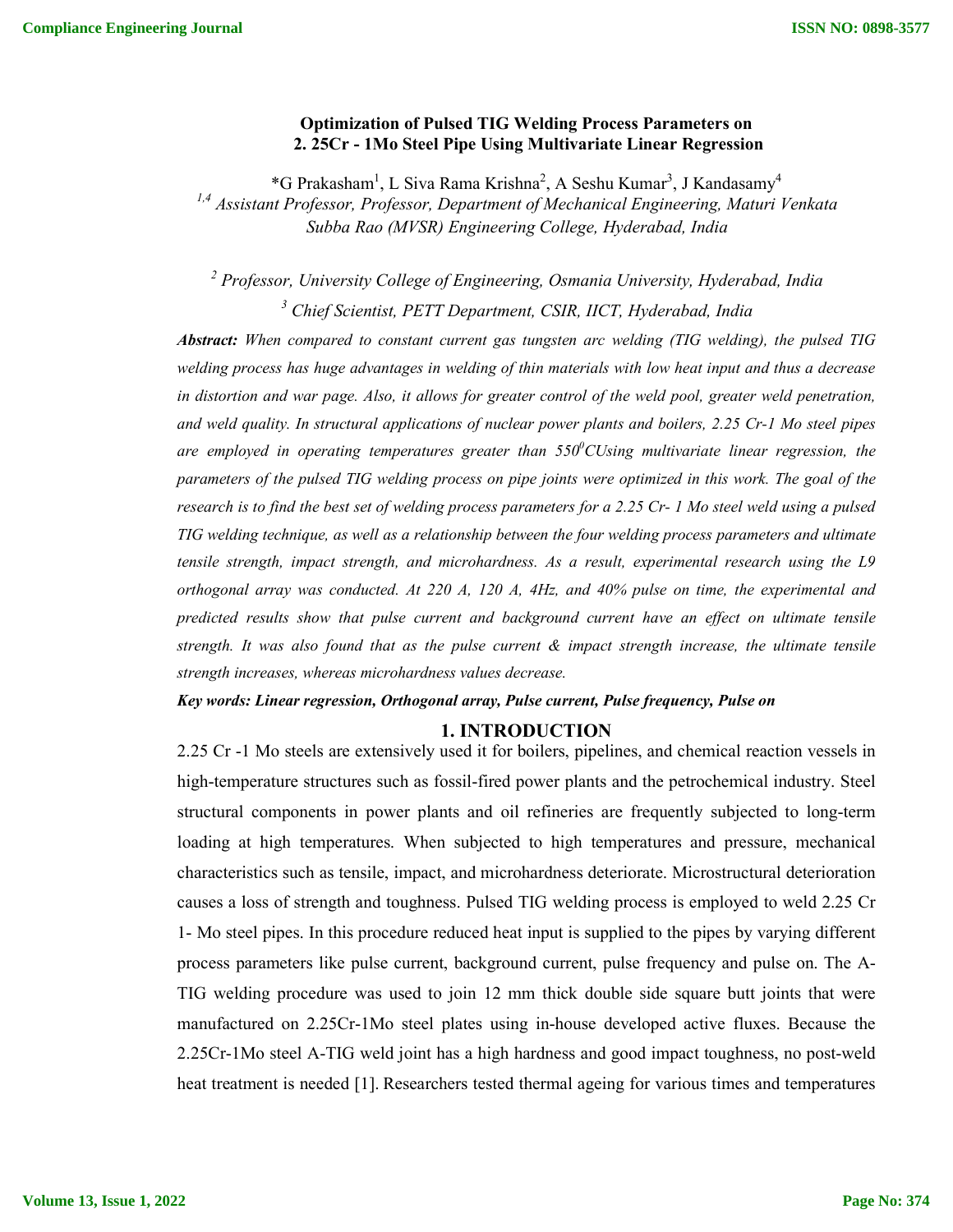# Optimization of Pulsed TIG Welding Process Parameters on 2. 25Cr - 1Mo Steel Pipe Using Multivariate Linear Regression

*G Prakasham[1], L Siva Rama Krishna[2], A Seshu Kumar[3], J Kandasamy[4]

*[1,4] Assistant Professor, Professor, Department of Mechanical Engineering, Maturi Venkata Subba Rao (MVSR) Engineering College, Hyderabad, India*

*[2] Professor, University College of Engineering, Osmania University, Hyderabad, India*

*[3] Chief Scientist, PETT Department, CSIR, IICT, Hyderabad, India*

***Abstract:*** *When compared to constant current gas tungsten arc welding (TIG welding), the pulsed TIG welding process has huge advantages in welding of thin materials with low heat input and thus a decrease in distortion and war page. Also, it allows for greater control of the weld pool, greater weld penetration, and weld quality. In structural applications of nuclear power plants and boilers, 2.25 Cr-1 Mo steel pipes are employed in operating temperatures greater than $550^0$CUsing multivariate linear regression, the parameters of the pulsed TIG welding process on pipe joints were optimized in this work. The goal of the research is to find the best set of welding process parameters for a 2.25 Cr- 1 Mo steel weld using a pulsed TIG welding technique, as well as a relationship between the four welding process parameters and ultimate tensile strength, impact strength, and microhardness. As a result, experimental research using the L9 orthogonal array was conducted. At 220 A, 120 A, 4Hz, and 40% pulse on time, the experimental and predicted results show that pulse current and background current have an effect on ultimate tensile strength. It was also found that as the pulse current & impact strength increase, the ultimate tensile strength increases, whereas microhardness values decrease.*

***Key words: Linear regression, Orthogonal array, Pulse current, Pulse frequency, Pulse on***

## 1. INTRODUCTION

2.25 Cr -1 Mo steels are extensively used it for boilers, pipelines, and chemical reaction vessels in high-temperature structures such as fossil-fired power plants and the petrochemical industry. Steel structural components in power plants and oil refineries are frequently subjected to long-term loading at high temperatures. When subjected to high temperatures and pressure, mechanical characteristics such as tensile, impact, and microhardness deteriorate. Microstructural deterioration causes a loss of strength and toughness. Pulsed TIG welding process is employed to weld 2.25 Cr 1- Mo steel pipes. In this procedure reduced heat input is supplied to the pipes by varying different process parameters like pulse current, background current, pulse frequency and pulse on. The A-TIG welding procedure was used to join 12 mm thick double side square butt joints that were manufactured on 2.25Cr-1Mo steel plates using in-house developed active fluxes. Because the 2.25Cr-1Mo steel A-TIG weld joint has a high hardness and good impact toughness, no post-weld heat treatment is needed [1]. Researchers tested thermal ageing for various times and temperatures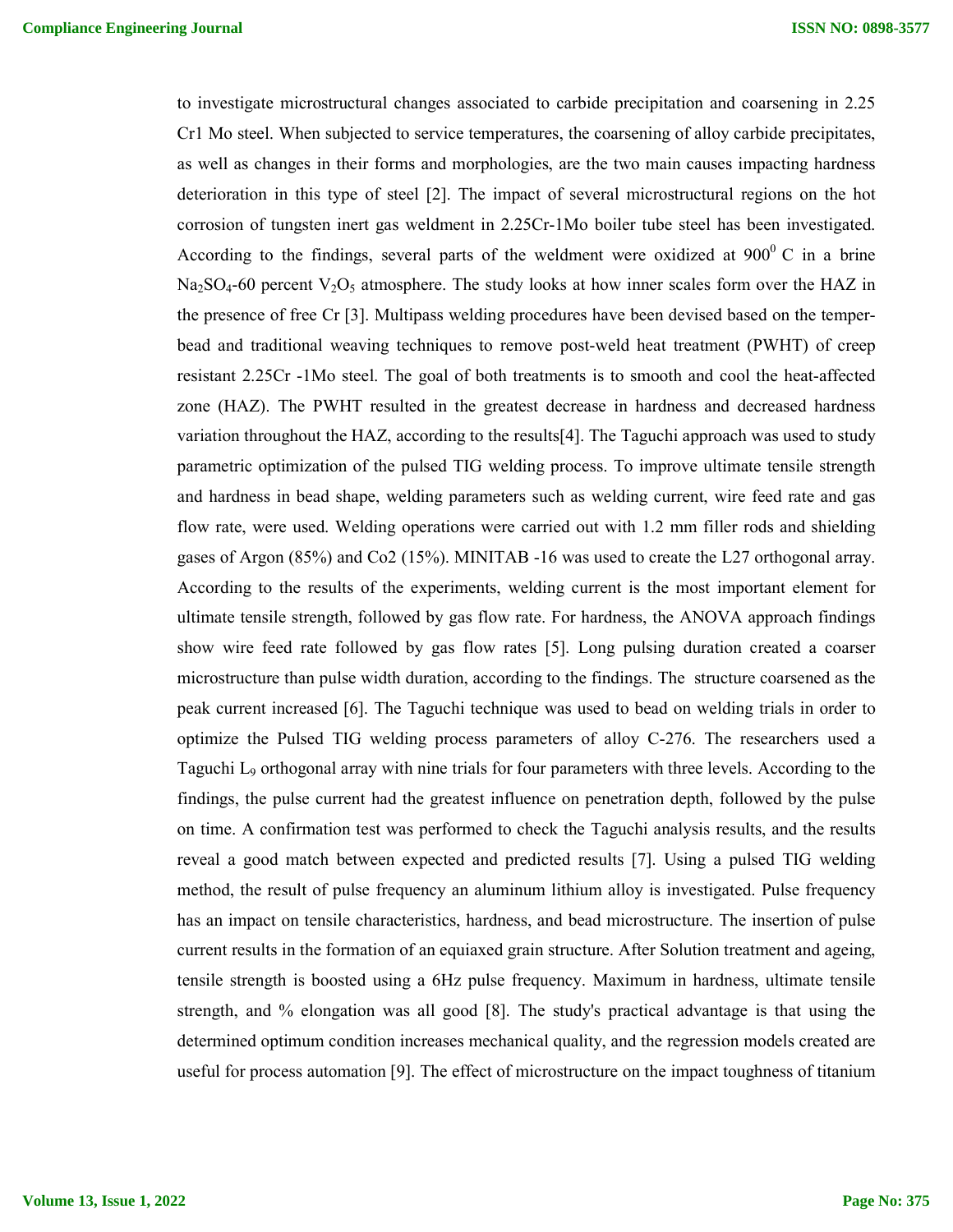to investigate microstructural changes associated to carbide precipitation and coarsening in 2.25 Cr1 Mo steel. When subjected to service temperatures, the coarsening of alloy carbide precipitates, as well as changes in their forms and morphologies, are the two main causes impacting hardness deterioration in this type of steel [2]. The impact of several microstructural regions on the hot corrosion of tungsten inert gas weldment in 2.25Cr-1Mo boiler tube steel has been investigated. According to the findings, several parts of the weldment were oxidized at $900^0$ C in a brine $Na_2SO_4$-60 percent $V_2O_5$ atmosphere. The study looks at how inner scales form over the HAZ in the presence of free Cr [3]. Multipass welding procedures have been devised based on the temper-bead and traditional weaving techniques to remove post-weld heat treatment (PWHT) of creep resistant 2.25Cr -1Mo steel. The goal of both treatments is to smooth and cool the heat-affected zone (HAZ). The PWHT resulted in the greatest decrease in hardness and decreased hardness variation throughout the HAZ, according to the results[4]. The Taguchi approach was used to study parametric optimization of the pulsed TIG welding process. To improve ultimate tensile strength and hardness in bead shape, welding parameters such as welding current, wire feed rate and gas flow rate, were used. Welding operations were carried out with 1.2 mm filler rods and shielding gases of Argon (85%) and Co2 (15%). MINITAB -16 was used to create the L27 orthogonal array. According to the results of the experiments, welding current is the most important element for ultimate tensile strength, followed by gas flow rate. For hardness, the ANOVA approach findings show wire feed rate followed by gas flow rates [5]. Long pulsing duration created a coarser microstructure than pulse width duration, according to the findings. The structure coarsened as the peak current increased [6]. The Taguchi technique was used to bead on welding trials in order to optimize the Pulsed TIG welding process parameters of alloy C-276. The researchers used a Taguchi $L_9$ orthogonal array with nine trials for four parameters with three levels. According to the findings, the pulse current had the greatest influence on penetration depth, followed by the pulse on time. A confirmation test was performed to check the Taguchi analysis results, and the results reveal a good match between expected and predicted results [7]. Using a pulsed TIG welding method, the result of pulse frequency an aluminum lithium alloy is investigated. Pulse frequency has an impact on tensile characteristics, hardness, and bead microstructure. The insertion of pulse current results in the formation of an equiaxed grain structure. After Solution treatment and ageing, tensile strength is boosted using a 6Hz pulse frequency. Maximum in hardness, ultimate tensile strength, and % elongation was all good [8]. The study's practical advantage is that using the determined optimum condition increases mechanical quality, and the regression models created are useful for process automation [9]. The effect of microstructure on the impact toughness of titanium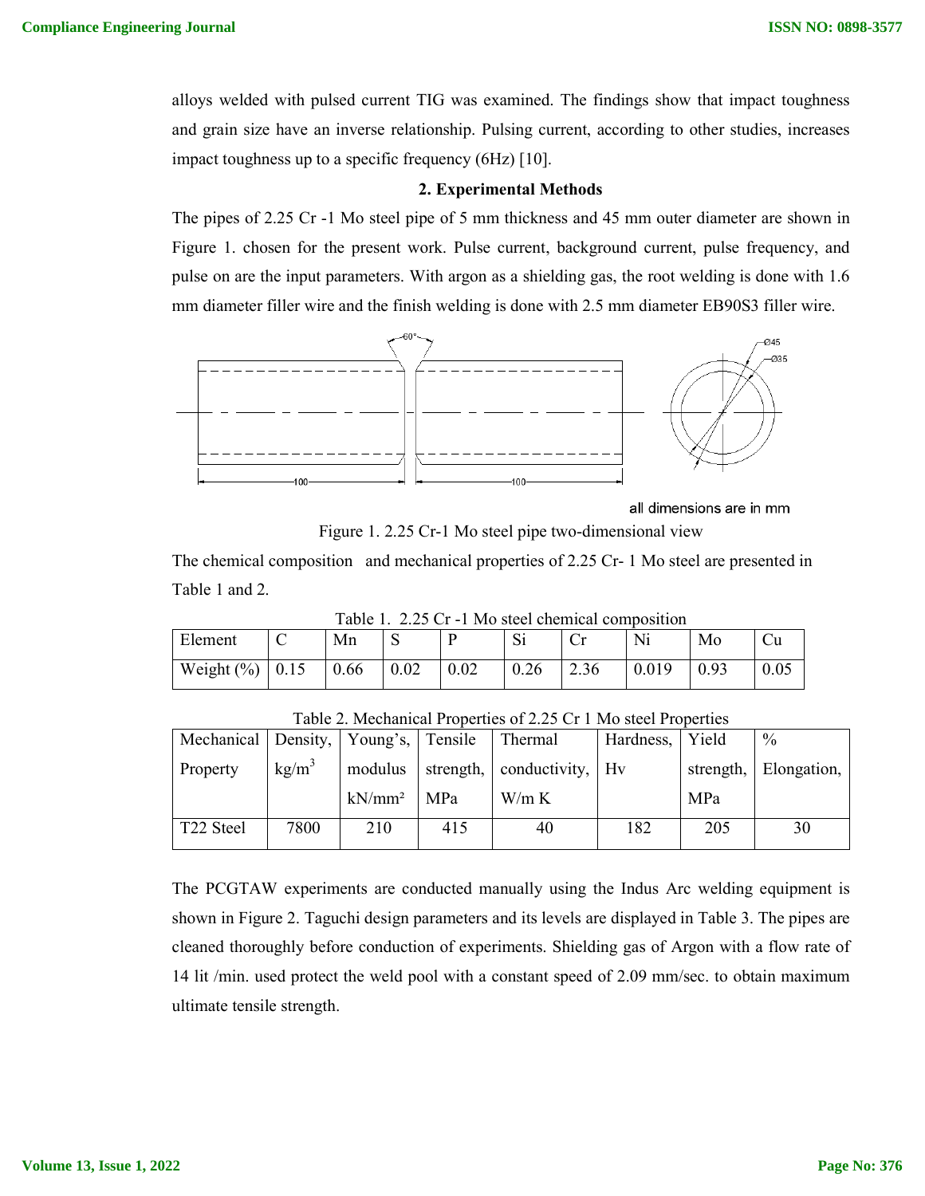alloys welded with pulsed current TIG was examined. The findings show that impact toughness and grain size have an inverse relationship. Pulsing current, according to other studies, increases impact toughness up to a specific frequency (6Hz) [10].

## 2. Experimental Methods

The pipes of 2.25 Cr -1 Mo steel pipe of 5 mm thickness and 45 mm outer diameter are shown in Figure 1. chosen for the present work. Pulse current, background current, pulse frequency, and pulse on are the input parameters. With argon as a shielding gas, the root welding is done with 1.6 mm diameter filler wire and the finish welding is done with 2.5 mm diameter EB90S3 filler wire.

Figure 1. 2.25 Cr-1 Mo steel pipe two-dimensional view

The chemical composition and mechanical properties of 2.25 Cr- 1 Mo steel are presented in Table 1 and 2.

Table 1. 2.25 Cr -1 Mo steel chemical composition

| Element | C | Mn | S | P | Si | Cr | Ni | Mo | Cu |
|---|---|---|---|---|---|---|---|---|---|
| Weight (%) | 0.15 | 0.66 | 0.02 | 0.02 | 0.26 | 2.36 | 0.019 | 0.93 | 0.05 |

Table 2. Mechanical Properties of 2.25 Cr 1 Mo steel Properties

| Mechanical Property | Density, $kg/m^3$ | Young's, modulus $kN/mm^2$ | Tensile strength, MPa | Thermal conductivity, W/m K | Hardness, Hv | Yield strength, MPa | % Elongation, |
|---|---|---|---|---|---|---|---|
| T22 Steel | 7800 | 210 | 415 | 40 | 182 | 205 | 30 |

The PCGTAW experiments are conducted manually using the Indus Arc welding equipment is shown in Figure 2. Taguchi design parameters and its levels are displayed in Table 3. The pipes are cleaned thoroughly before conduction of experiments. Shielding gas of Argon with a flow rate of 14 lit /min. used protect the weld pool with a constant speed of 2.09 mm/sec. to obtain maximum ultimate tensile strength.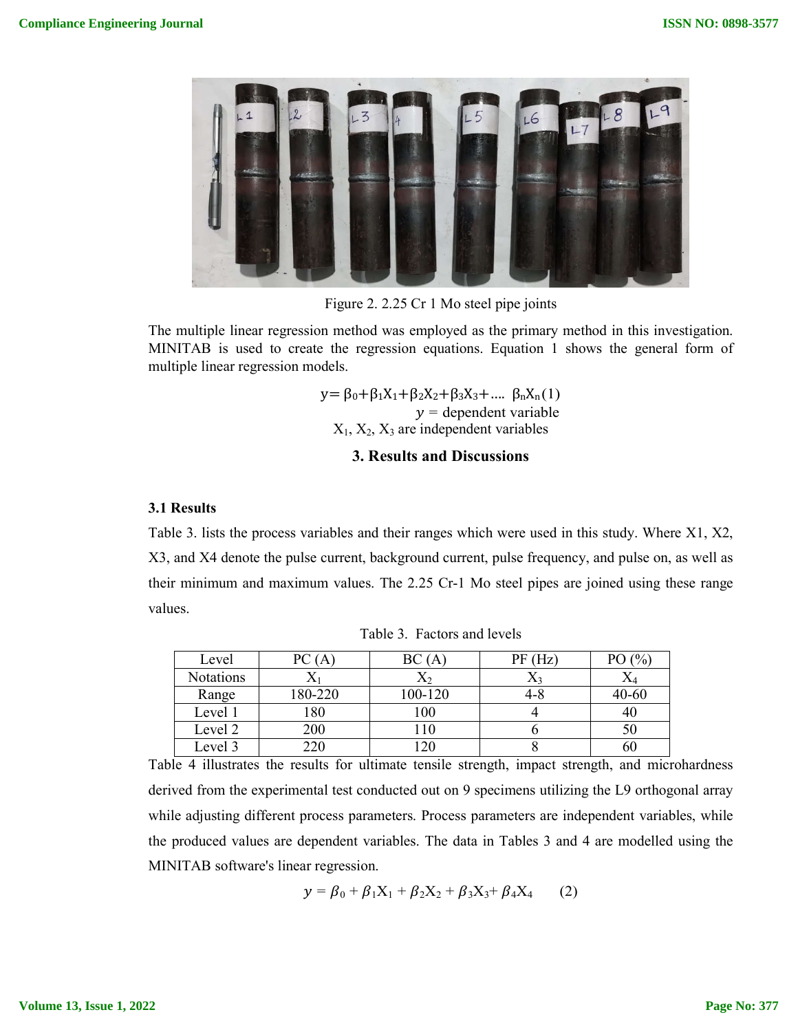Figure 2. 2.25 Cr 1 Mo steel pipe joints

The multiple linear regression method was employed as the primary method in this investigation. MINITAB is used to create the regression equations. Equation 1 shows the general form of multiple linear regression models.

$$y = \beta_0 + \beta_1 X_1 + \beta_2 X_2 + \beta_3 X_3 + \ldots\ \beta_n X_n \quad (1)$$

$y$ = dependent variable

$X_1$, $X_2$, $X_3$ are independent variables

## 3. Results and Discussions

### 3.1 Results

Table 3. lists the process variables and their ranges which were used in this study. Where X1, X2, X3, and X4 denote the pulse current, background current, pulse frequency, and pulse on, as well as their minimum and maximum values. The 2.25 Cr-1 Mo steel pipes are joined using these range values.

Table 3. Factors and levels

| Level | PC (A) | BC (A) | PF (Hz) | PO (%) |
|---|---|---|---|---|
| Notations | $X_1$ | $X_2$ | $X_3$ | $X_4$ |
| Range | 180-220 | 100-120 | 4-8 | 40-60 |
| Level 1 | 180 | 100 | 4 | 40 |
| Level 2 | 200 | 110 | 6 | 50 |
| Level 3 | 220 | 120 | 8 | 60 |

Table 4 illustrates the results for ultimate tensile strength, impact strength, and microhardness derived from the experimental test conducted out on 9 specimens utilizing the L9 orthogonal array while adjusting different process parameters. Process parameters are independent variables, while the produced values are dependent variables. The data in Tables 3 and 4 are modelled using the MINITAB software's linear regression.

$$y = \beta_0 + \beta_1 X_1 + \beta_2 X_2 + \beta_3 X_3 + \beta_4 X_4 \quad (2)$$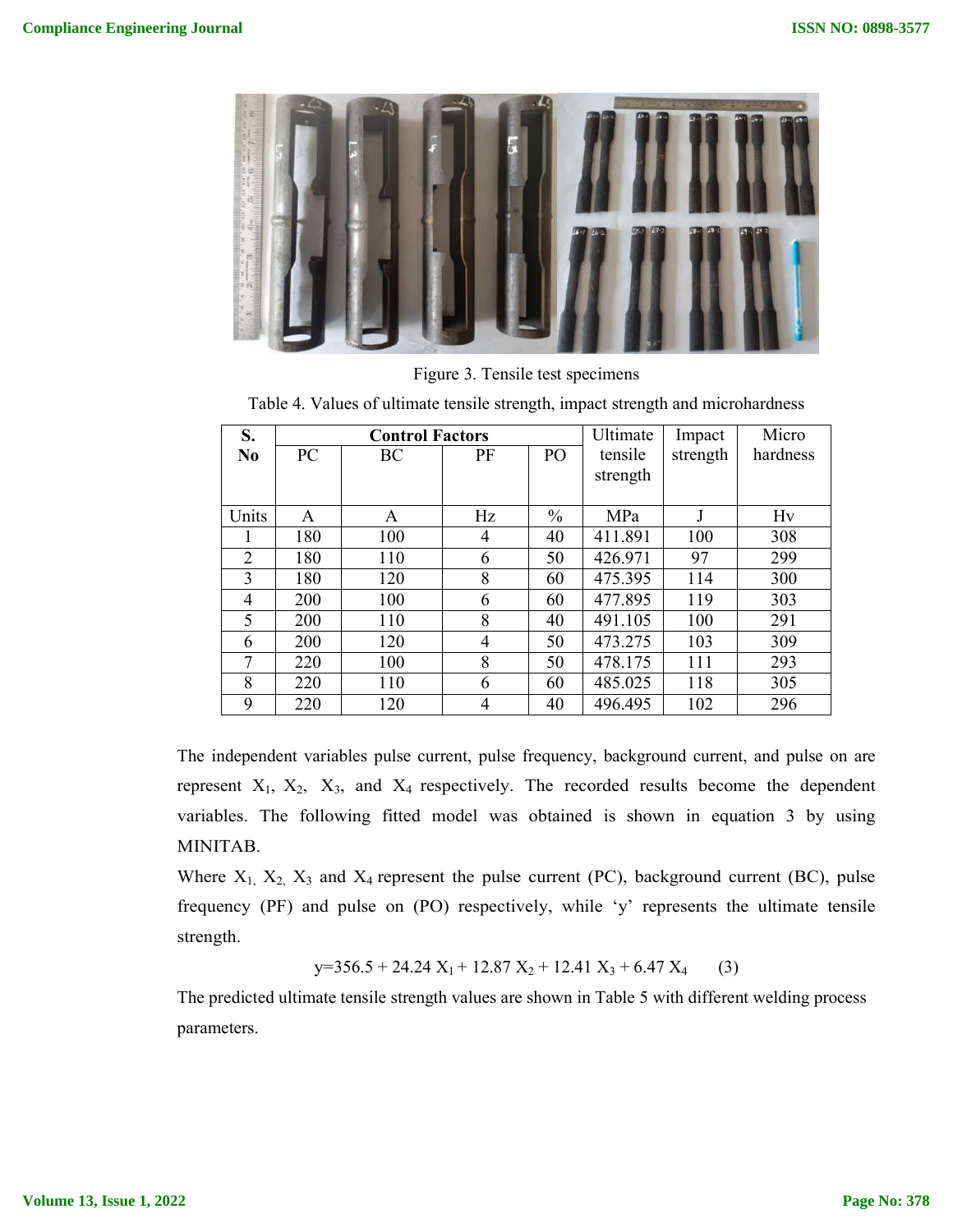Figure 3. Tensile test specimens

Table 4. Values of ultimate tensile strength, impact strength and microhardness

| S. No | Control Factors | | | | Ultimate tensile strength | Impact strength | Micro hardness |
|---|---|---|---|---|---|---|---|
| | PC | BC | PF | PO | | | |
| Units | A | A | Hz | % | MPa | J | Hv |
| 1 | 180 | 100 | 4 | 40 | 411.891 | 100 | 308 |
| 2 | 180 | 110 | 6 | 50 | 426.971 | 97 | 299 |
| 3 | 180 | 120 | 8 | 60 | 475.395 | 114 | 300 |
| 4 | 200 | 100 | 6 | 60 | 477.895 | 119 | 303 |
| 5 | 200 | 110 | 8 | 40 | 491.105 | 100 | 291 |
| 6 | 200 | 120 | 4 | 50 | 473.275 | 103 | 309 |
| 7 | 220 | 100 | 8 | 50 | 478.175 | 111 | 293 |
| 8 | 220 | 110 | 6 | 60 | 485.025 | 118 | 305 |
| 9 | 220 | 120 | 4 | 40 | 496.495 | 102 | 296 |

The independent variables pulse current, pulse frequency, background current, and pulse on are represent $X_1$, $X_2$, $X_3$, and $X_4$ respectively. The recorded results become the dependent variables. The following fitted model was obtained is shown in equation 3 by using MINITAB.

Where $X_1$, $X_2$, $X_3$ and $X_4$ represent the pulse current (PC), background current (BC), pulse frequency (PF) and pulse on (PO) respectively, while 'y' represents the ultimate tensile strength.

$$y=356.5 + 24.24\,X_1 + 12.87\,X_2 + 12.41\,X_3 + 6.47\,X_4 \qquad (3)$$

The predicted ultimate tensile strength values are shown in Table 5 with different welding process parameters.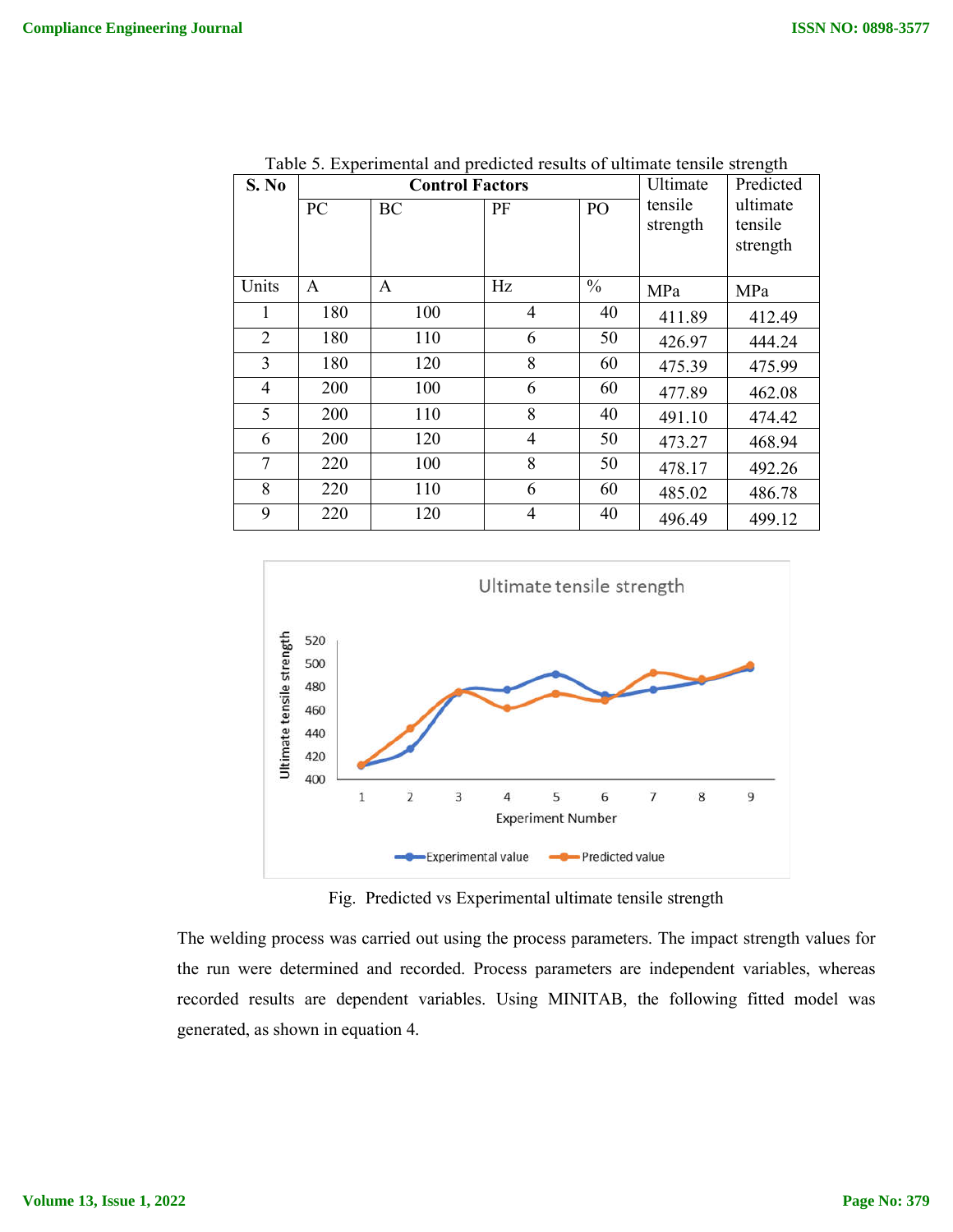Table 5. Experimental and predicted results of ultimate tensile strength

| S. No | Control Factors | | | | Ultimate tensile strength | Predicted ultimate tensile strength |
|---|---|---|---|---|---|---|
| | PC | BC | PF | PO | | |
| Units | A | A | Hz | % | MPa | MPa |
| 1 | 180 | 100 | 4 | 40 | 411.89 | 412.49 |
| 2 | 180 | 110 | 6 | 50 | 426.97 | 444.24 |
| 3 | 180 | 120 | 8 | 60 | 475.39 | 475.99 |
| 4 | 200 | 100 | 6 | 60 | 477.89 | 462.08 |
| 5 | 200 | 110 | 8 | 40 | 491.10 | 474.42 |
| 6 | 200 | 120 | 4 | 50 | 473.27 | 468.94 |
| 7 | 220 | 100 | 8 | 50 | 478.17 | 492.26 |
| 8 | 220 | 110 | 6 | 60 | 485.02 | 486.78 |
| 9 | 220 | 120 | 4 | 40 | 496.49 | 499.12 |

Fig. Predicted vs Experimental ultimate tensile strength

The welding process was carried out using the process parameters. The impact strength values for the run were determined and recorded. Process parameters are independent variables, whereas recorded results are dependent variables. Using MINITAB, the following fitted model was generated, as shown in equation 4.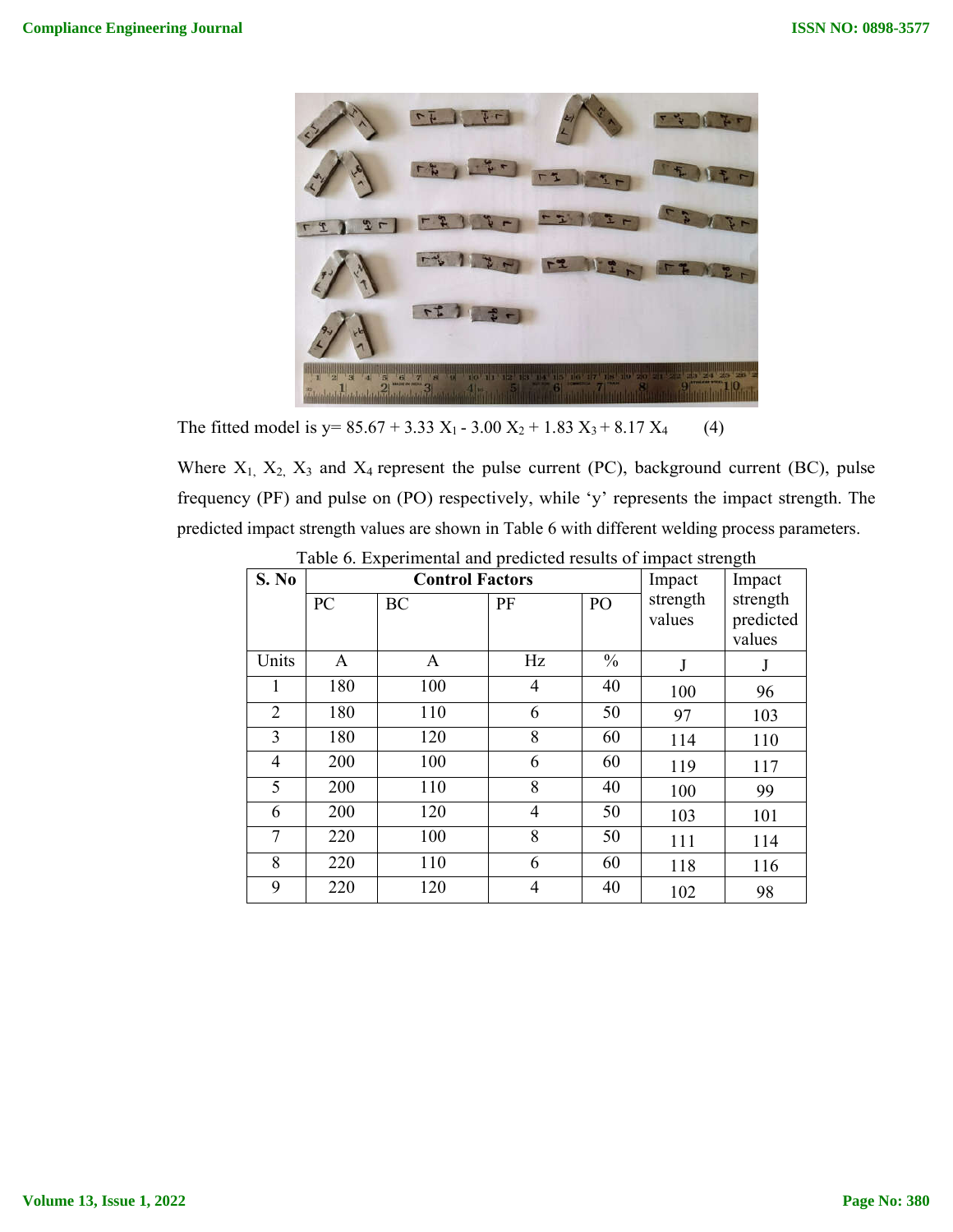The fitted model is y= 85.67 + 3.33 $X_1$ - 3.00 $X_2$ + 1.83 $X_3$ + 8.17 $X_4$ (4)

Where $X_1$, $X_2$, $X_3$ and $X_4$ represent the pulse current (PC), background current (BC), pulse frequency (PF) and pulse on (PO) respectively, while 'y' represents the impact strength. The predicted impact strength values are shown in Table 6 with different welding process parameters.

Table 6. Experimental and predicted results of impact strength

| S. No | Control Factors | | | | Impact strength values | Impact strength predicted values |
|---|---|---|---|---|---|---|
| | PC | BC | PF | PO | | |
| Units | A | A | Hz | % | J | J |
| 1 | 180 | 100 | 4 | 40 | 100 | 96 |
| 2 | 180 | 110 | 6 | 50 | 97 | 103 |
| 3 | 180 | 120 | 8 | 60 | 114 | 110 |
| 4 | 200 | 100 | 6 | 60 | 119 | 117 |
| 5 | 200 | 110 | 8 | 40 | 100 | 99 |
| 6 | 200 | 120 | 4 | 50 | 103 | 101 |
| 7 | 220 | 100 | 8 | 50 | 111 | 114 |
| 8 | 220 | 110 | 6 | 60 | 118 | 116 |
| 9 | 220 | 120 | 4 | 40 | 102 | 98 |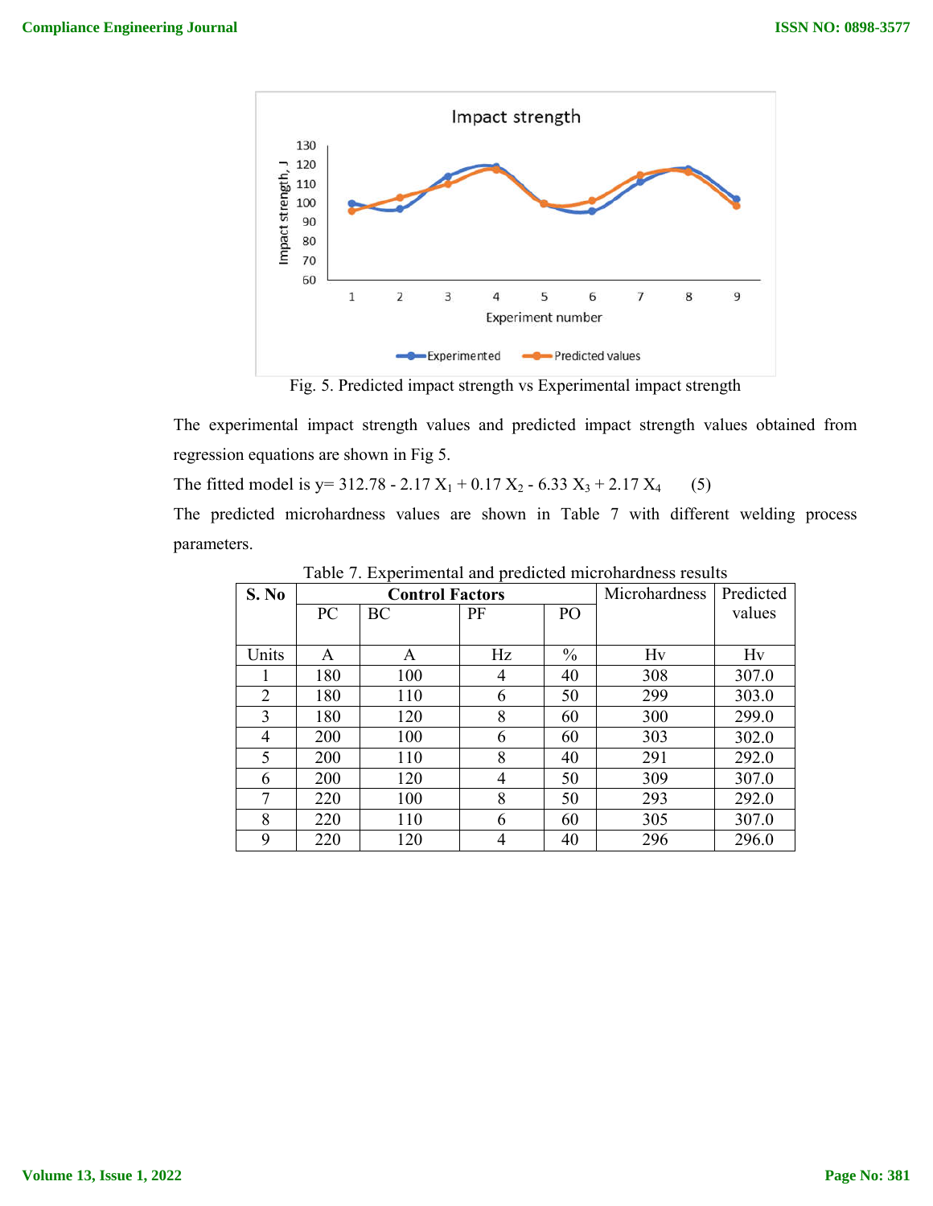Fig. 5. Predicted impact strength vs Experimental impact strength

The experimental impact strength values and predicted impact strength values obtained from regression equations are shown in Fig 5.

The fitted model is $y = 312.78 - 2.17 X_1 + 0.17 X_2 - 6.33 X_3 + 2.17 X_4$ (5)

The predicted microhardness values are shown in Table 7 with different welding process parameters.

Table 7. Experimental and predicted microhardness results

| S. No | Control Factors | | | | Microhardness | Predicted values |
|---|---|---|---|---|---|---|
| | PC | BC | PF | PO | | |
| Units | A | A | Hz | % | Hv | Hv |
| 1 | 180 | 100 | 4 | 40 | 308 | 307.0 |
| 2 | 180 | 110 | 6 | 50 | 299 | 303.0 |
| 3 | 180 | 120 | 8 | 60 | 300 | 299.0 |
| 4 | 200 | 100 | 6 | 60 | 303 | 302.0 |
| 5 | 200 | 110 | 8 | 40 | 291 | 292.0 |
| 6 | 200 | 120 | 4 | 50 | 309 | 307.0 |
| 7 | 220 | 100 | 8 | 50 | 293 | 292.0 |
| 8 | 220 | 110 | 6 | 60 | 305 | 307.0 |
| 9 | 220 | 120 | 4 | 40 | 296 | 296.0 |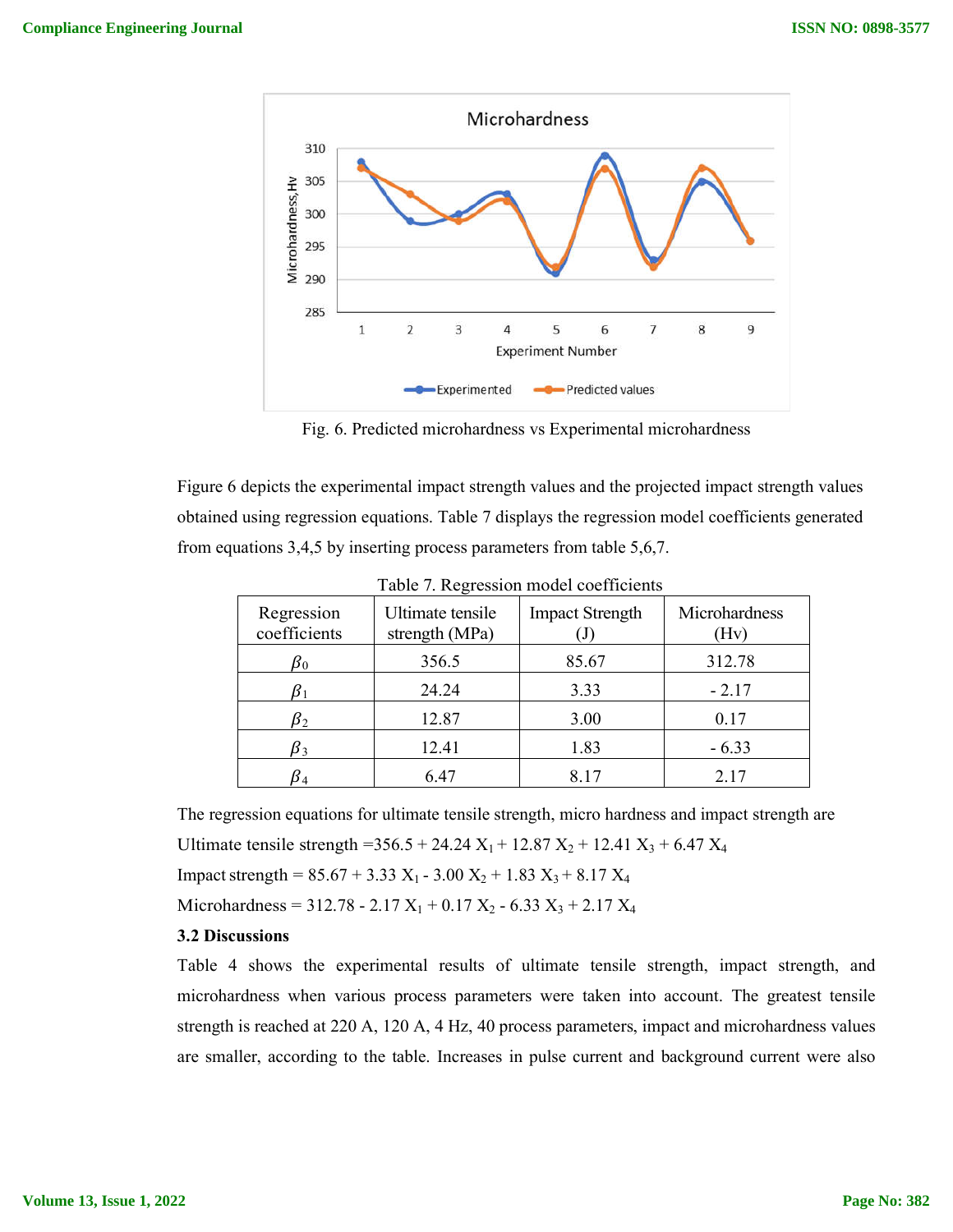Fig. 6. Predicted microhardness vs Experimental microhardness

Figure 6 depicts the experimental impact strength values and the projected impact strength values obtained using regression equations. Table 7 displays the regression model coefficients generated from equations 3,4,5 by inserting process parameters from table 5,6,7.

Table 7. Regression model coefficients

| Regression coefficients | Ultimate tensile strength (MPa) | Impact Strength (J) | Microhardness (Hv) |
|---|---|---|---|
| $\beta_0$ | 356.5 | 85.67 | 312.78 |
| $\beta_1$ | 24.24 | 3.33 | - 2.17 |
| $\beta_2$ | 12.87 | 3.00 | 0.17 |
| $\beta_3$ | 12.41 | 1.83 | - 6.33 |
| $\beta_4$ | 6.47 | 8.17 | 2.17 |

The regression equations for ultimate tensile strength, micro hardness and impact strength are

Ultimate tensile strength $= 356.5 + 24.24\ X_1 + 12.87\ X_2 + 12.41\ X_3 + 6.47\ X_4$

Impact strength $= 85.67 + 3.33\ X_1 - 3.00\ X_2 + 1.83\ X_3 + 8.17\ X_4$

Microhardness $= 312.78 - 2.17\ X_1 + 0.17\ X_2 - 6.33\ X_3 + 2.17\ X_4$

### 3.2 Discussions

Table 4 shows the experimental results of ultimate tensile strength, impact strength, and microhardness when various process parameters were taken into account. The greatest tensile strength is reached at 220 A, 120 A, 4 Hz, 40 process parameters, impact and microhardness values are smaller, according to the table. Increases in pulse current and background current were also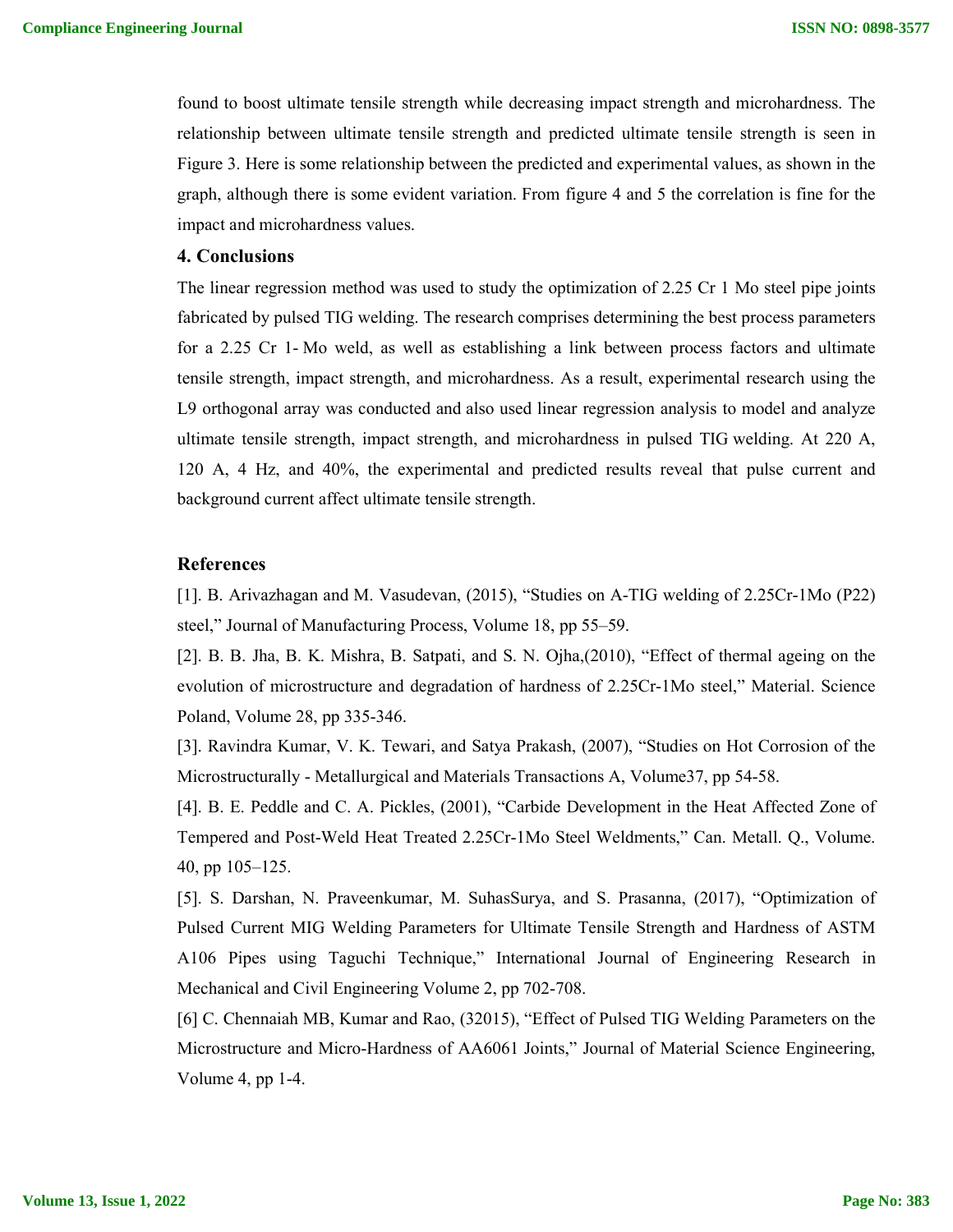found to boost ultimate tensile strength while decreasing impact strength and microhardness. The relationship between ultimate tensile strength and predicted ultimate tensile strength is seen in Figure 3. Here is some relationship between the predicted and experimental values, as shown in the graph, although there is some evident variation. From figure 4 and 5 the correlation is fine for the impact and microhardness values.

## 4. Conclusions

The linear regression method was used to study the optimization of 2.25 Cr 1 Mo steel pipe joints fabricated by pulsed TIG welding. The research comprises determining the best process parameters for a 2.25 Cr 1- Mo weld, as well as establishing a link between process factors and ultimate tensile strength, impact strength, and microhardness. As a result, experimental research using the L9 orthogonal array was conducted and also used linear regression analysis to model and analyze ultimate tensile strength, impact strength, and microhardness in pulsed TIG welding. At 220 A, 120 A, 4 Hz, and 40%, the experimental and predicted results reveal that pulse current and background current affect ultimate tensile strength.

## References

[1]. B. Arivazhagan and M. Vasudevan, (2015), "Studies on A-TIG welding of 2.25Cr-1Mo (P22) steel," Journal of Manufacturing Process, Volume 18, pp 55–59.

[2]. B. B. Jha, B. K. Mishra, B. Satpati, and S. N. Ojha,(2010), "Effect of thermal ageing on the evolution of microstructure and degradation of hardness of 2.25Cr-1Mo steel," Material. Science Poland, Volume 28, pp 335-346.

[3]. Ravindra Kumar, V. K. Tewari, and Satya Prakash, (2007), "Studies on Hot Corrosion of the Microstructurally - Metallurgical and Materials Transactions A, Volume37, pp 54-58.

[4]. B. E. Peddle and C. A. Pickles, (2001), "Carbide Development in the Heat Affected Zone of Tempered and Post-Weld Heat Treated 2.25Cr-1Mo Steel Weldments," Can. Metall. Q., Volume. 40, pp 105–125.

[5]. S. Darshan, N. Praveenkumar, M. SuhasSurya, and S. Prasanna, (2017), "Optimization of Pulsed Current MIG Welding Parameters for Ultimate Tensile Strength and Hardness of ASTM A106 Pipes using Taguchi Technique," International Journal of Engineering Research in Mechanical and Civil Engineering Volume 2, pp 702-708.

[6] C. Chennaiah MB, Kumar and Rao, (32015), "Effect of Pulsed TIG Welding Parameters on the Microstructure and Micro-Hardness of AA6061 Joints," Journal of Material Science Engineering, Volume 4, pp 1-4.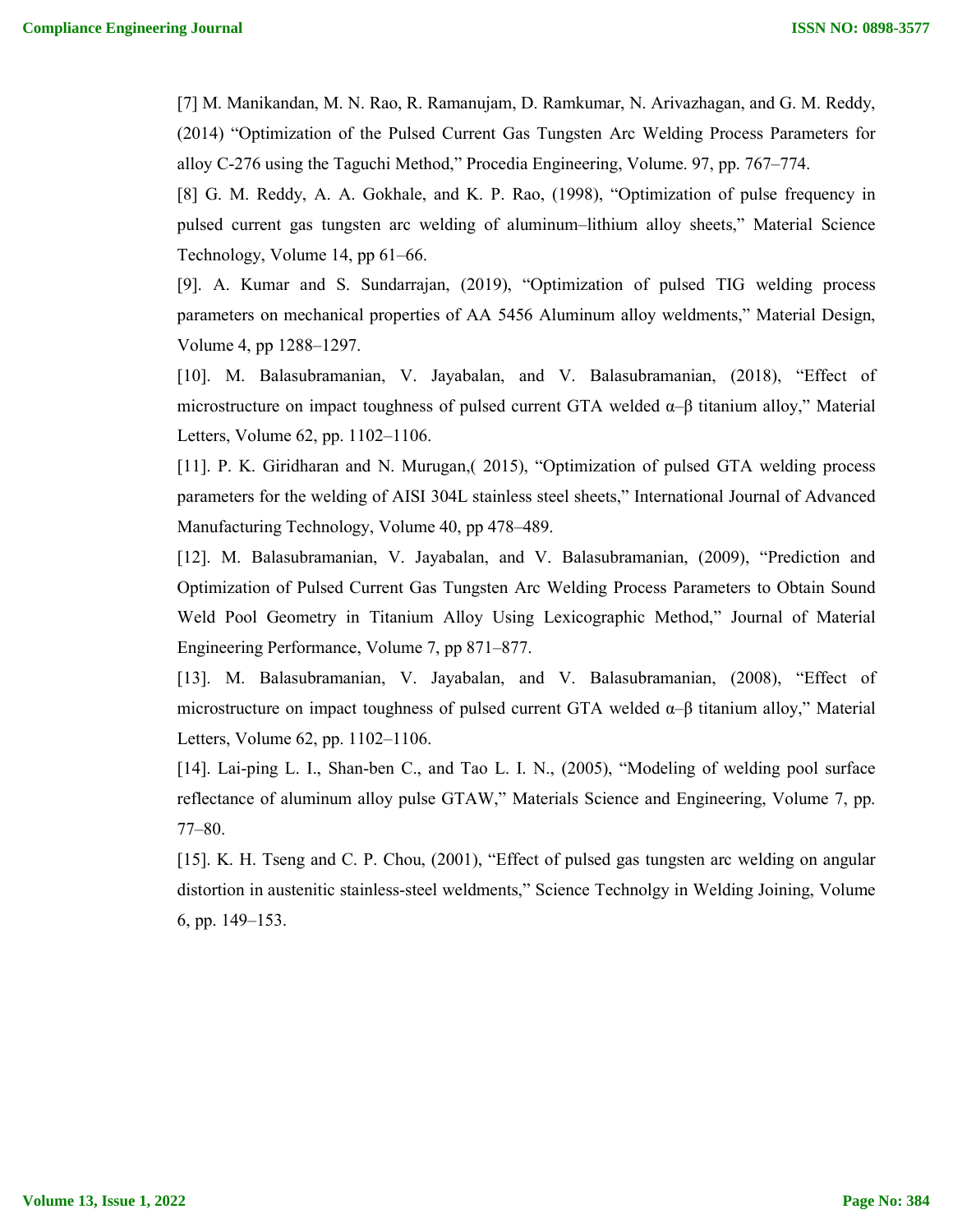[7] M. Manikandan, M. N. Rao, R. Ramanujam, D. Ramkumar, N. Arivazhagan, and G. M. Reddy, (2014) "Optimization of the Pulsed Current Gas Tungsten Arc Welding Process Parameters for alloy C-276 using the Taguchi Method," Procedia Engineering, Volume. 97, pp. 767–774.

[8] G. M. Reddy, A. A. Gokhale, and K. P. Rao, (1998), "Optimization of pulse frequency in pulsed current gas tungsten arc welding of aluminum–lithium alloy sheets," Material Science Technology, Volume 14, pp 61–66.

[9]. A. Kumar and S. Sundarrajan, (2019), "Optimization of pulsed TIG welding process parameters on mechanical properties of AA 5456 Aluminum alloy weldments," Material Design, Volume 4, pp 1288–1297.

[10]. M. Balasubramanian, V. Jayabalan, and V. Balasubramanian, (2018), "Effect of microstructure on impact toughness of pulsed current GTA welded α–β titanium alloy," Material Letters, Volume 62, pp. 1102–1106.

[11]. P. K. Giridharan and N. Murugan,( 2015), "Optimization of pulsed GTA welding process parameters for the welding of AISI 304L stainless steel sheets," International Journal of Advanced Manufacturing Technology, Volume 40, pp 478–489.

[12]. M. Balasubramanian, V. Jayabalan, and V. Balasubramanian, (2009), "Prediction and Optimization of Pulsed Current Gas Tungsten Arc Welding Process Parameters to Obtain Sound Weld Pool Geometry in Titanium Alloy Using Lexicographic Method," Journal of Material Engineering Performance, Volume 7, pp 871–877.

[13]. M. Balasubramanian, V. Jayabalan, and V. Balasubramanian, (2008), "Effect of microstructure on impact toughness of pulsed current GTA welded α–β titanium alloy," Material Letters, Volume 62, pp. 1102–1106.

[14]. Lai-ping L. I., Shan-ben C., and Tao L. I. N., (2005), "Modeling of welding pool surface reflectance of aluminum alloy pulse GTAW," Materials Science and Engineering, Volume 7, pp. 77–80.

[15]. K. H. Tseng and C. P. Chou, (2001), "Effect of pulsed gas tungsten arc welding on angular distortion in austenitic stainless-steel weldments," Science Technolgy in Welding Joining, Volume 6, pp. 149–153.